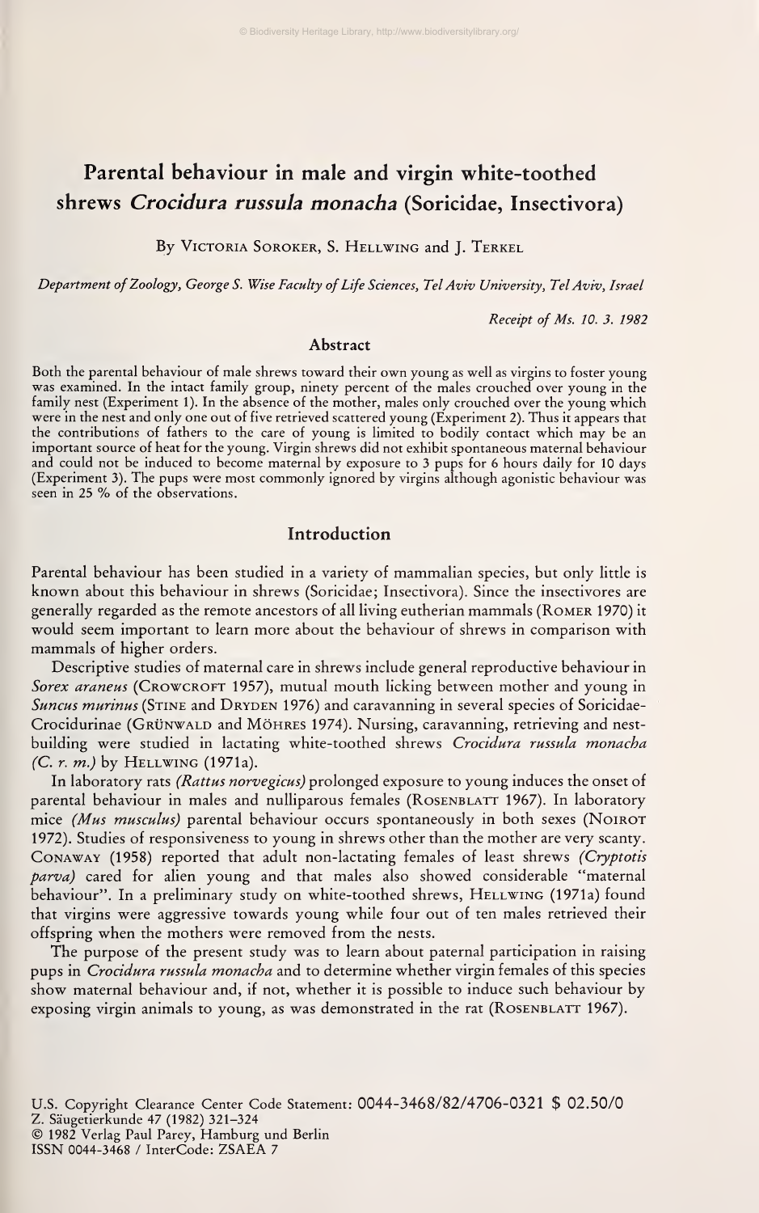# Parental behaviour in male and virgin white-toothed shrews *Crocidura russula monacha* (Soricidae, Insectivora)

By VICTORIA SOROKER, S. HELLWING and J. TERKEL

*Department of Zoology, George S. Wise Faculty of Life Sciences, Tel Aviv University, Tel Aviv, Israel*

*Receipt of Ms. 10. 3. 1982*

## Abstract

Both the parental behaviour of male shrews toward their own young as well as virgins to foster young was examined. In the intact family group, ninety percent of the males crouched over young in the family nest (Experiment 1). In the absence of the mother, males only crouched over the young which were in the nest and only one out of five retrieved scattered young (Experiment 2). Thus it appears that the contributions of fathers to the care of young is limited to bodily contact which may be an important source of heat for the young. Virgin shrews did not exhibit spontaneous maternal behaviour and could not be induced to become maternal by exposure to 3 pups for 6 hours daily for 10 days (Experiment 3). The pups were most commonly ignored by virgins although agonistic behaviour was seen in 25 % of the observations.

## Introduction

Parental behaviour has been studied in a variety of mammalian species, but only little is known about this behaviour in shrews (Soricidae; Insectivora). Since the insectivores are generally regarded as the remote ancestors of all living eutherian mammals (ROMER 1970) it would seem important to learn more about the behaviour of shrews in comparison with mammals of higher orders.

Descriptive studies of maternal care in shrews include general reproductive behaviour in *Sorex araneus* (CROWCROFT 1957), mutual mouth licking between mother and young in *Suncus murinus* (STINE and DRYDEN 1976) and caravanning in several species of Soricidae-Crocidurinae (GRÜNWALD and MÖHRES 1974). Nursing, caravanning, retrieving and nest-building were studied in lactating white-toothed shrews *Crocidura russula monacha (C. r. m.)* by HELLWING (1971a).

In laboratory rats *(Rattus norvegicus)* prolonged exposure to young induces the onset of parental behaviour in males and nulliparous females (ROSENBLATT 1967). In laboratory mice *(Mus musculus)* parental behaviour occurs spontaneously in both sexes (NOIROT 1972). Studies of responsiveness to young in shrews other than the mother are very scanty. CONAWAY (1958) reported that adult non-lactating females of least shrews *(Cryptotis parva)* cared for alien young and that males also showed considerable "maternal behaviour". In a preliminary study on white-toothed shrews, HELLWING (1971a) found that virgins were aggressive towards young while four out of ten males retrieved their offspring when the mothers were removed from the nests.

The purpose of the present study was to learn about paternal participation in raising pups in *Crocidura russula monacha* and to determine whether virgin females of this species show maternal behaviour and, if not, whether it is possible to induce such behaviour by exposing virgin animals to young, as was demonstrated in the rat (ROSENBLATT 1967).

U.S. Copyright Clearance Center Code Statement: 0044-3468/82/4706-0321 $ 02.50/0
Z. Säugetierkunde 47 (1982) 321–324
© 1982 Verlag Paul Parey, Hamburg und Berlin
ISSN 0044-3468 / InterCode: ZSAEA 7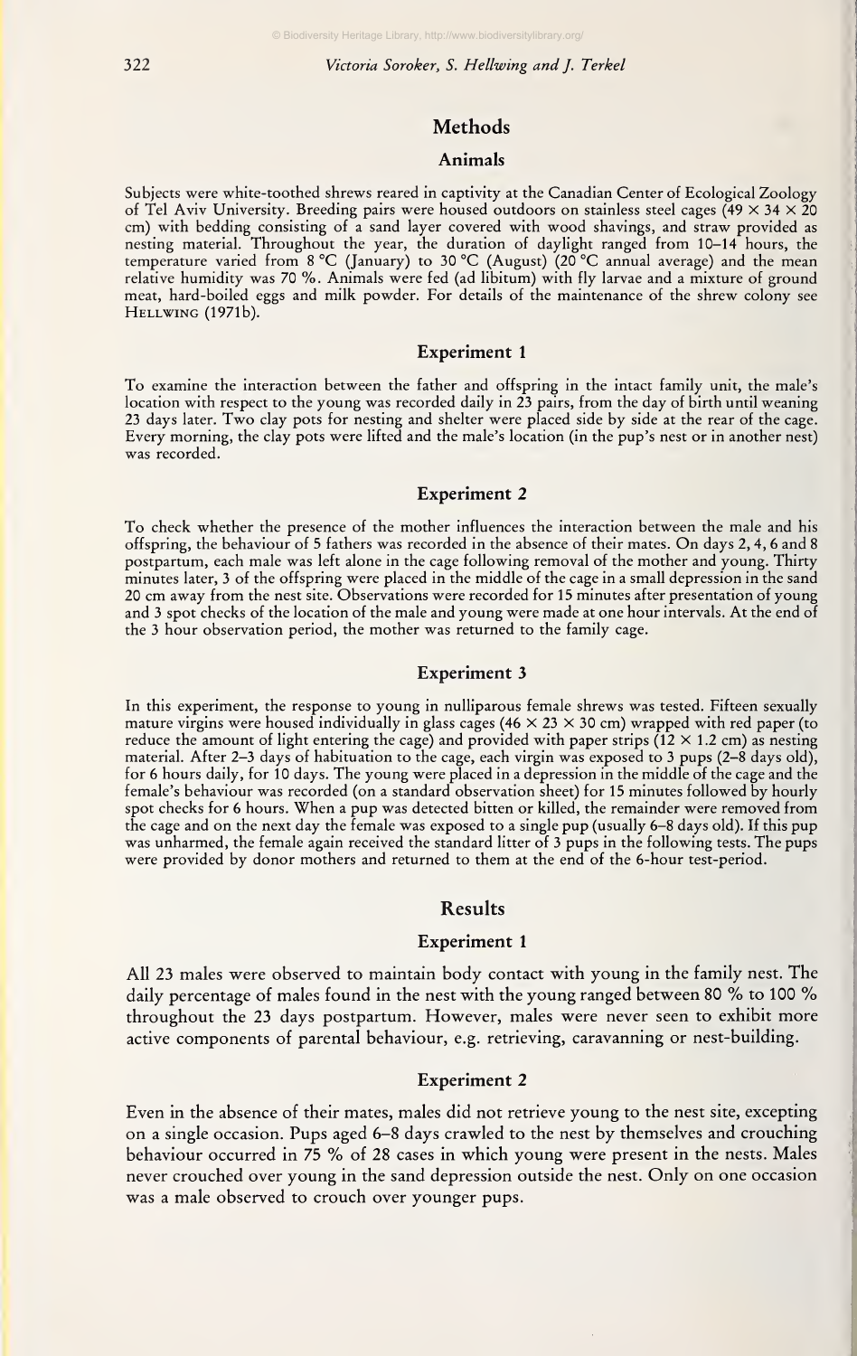## Methods

### Animals

Subjects were white-toothed shrews reared in captivity at the Canadian Center of Ecological Zoology of Tel Aviv University. Breeding pairs were housed outdoors on stainless steel cages (49 × 34 × 20 cm) with bedding consisting of a sand layer covered with wood shavings, and straw provided as nesting material. Throughout the year, the duration of daylight ranged from 10–14 hours, the temperature varied from 8 °C (January) to 30 °C (August) (20 °C annual average) and the mean relative humidity was 70 %. Animals were fed (ad libitum) with fly larvae and a mixture of ground meat, hard-boiled eggs and milk powder. For details of the maintenance of the shrew colony see Hellwing (1971b).

### Experiment 1

To examine the interaction between the father and offspring in the intact family unit, the male's location with respect to the young was recorded daily in 23 pairs, from the day of birth until weaning 23 days later. Two clay pots for nesting and shelter were placed side by side at the rear of the cage. Every morning, the clay pots were lifted and the male's location (in the pup's nest or in another nest) was recorded.

### Experiment 2

To check whether the presence of the mother influences the interaction between the male and his offspring, the behaviour of 5 fathers was recorded in the absence of their mates. On days 2, 4, 6 and 8 postpartum, each male was left alone in the cage following removal of the mother and young. Thirty minutes later, 3 of the offspring were placed in the middle of the cage in a small depression in the sand 20 cm away from the nest site. Observations were recorded for 15 minutes after presentation of young and 3 spot checks of the location of the male and young were made at one hour intervals. At the end of the 3 hour observation period, the mother was returned to the family cage.

### Experiment 3

In this experiment, the response to young in nulliparous female shrews was tested. Fifteen sexually mature virgins were housed individually in glass cages (46 × 23 × 30 cm) wrapped with red paper (to reduce the amount of light entering the cage) and provided with paper strips (12 × 1.2 cm) as nesting material. After 2–3 days of habituation to the cage, each virgin was exposed to 3 pups (2–8 days old), for 6 hours daily, for 10 days. The young were placed in a depression in the middle of the cage and the female's behaviour was recorded (on a standard observation sheet) for 15 minutes followed by hourly spot checks for 6 hours. When a pup was detected bitten or killed, the remainder were removed from the cage and on the next day the female was exposed to a single pup (usually 6–8 days old). If this pup was unharmed, the female again received the standard litter of 3 pups in the following tests. The pups were provided by donor mothers and returned to them at the end of the 6-hour test-period.

## Results

### Experiment 1

All 23 males were observed to maintain body contact with young in the family nest. The daily percentage of males found in the nest with the young ranged between 80 % to 100 % throughout the 23 days postpartum. However, males were never seen to exhibit more active components of parental behaviour, e.g. retrieving, caravanning or nest-building.

### Experiment 2

Even in the absence of their mates, males did not retrieve young to the nest site, excepting on a single occasion. Pups aged 6–8 days crawled to the nest by themselves and crouching behaviour occurred in 75 % of 28 cases in which young were present in the nests. Males never crouched over young in the sand depression outside the nest. Only on one occasion was a male observed to crouch over younger pups.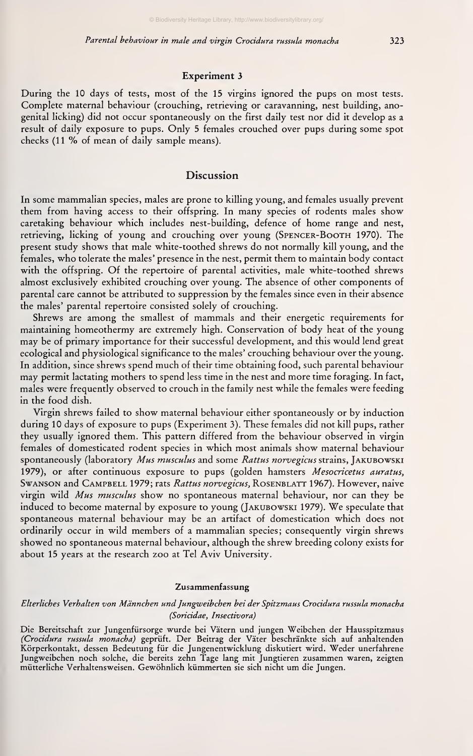### Experiment 3

During the 10 days of tests, most of the 15 virgins ignored the pups on most tests. Complete maternal behaviour (crouching, retrieving or caravanning, nest building, ano-genital licking) did not occur spontaneously on the first daily test nor did it develop as a result of daily exposure to pups. Only 5 females crouched over pups during some spot checks (11 % of mean of daily sample means).

## Discussion

In some mammalian species, males are prone to killing young, and females usually prevent them from having access to their offspring. In many species of rodents males show caretaking behaviour which includes nest-building, defence of home range and nest, retrieving, licking of young and crouching over young (Spencer-Booth 1970). The present study shows that male white-toothed shrews do not normally kill young, and the females, who tolerate the males' presence in the nest, permit them to maintain body contact with the offspring. Of the repertoire of parental activities, male white-toothed shrews almost exclusively exhibited crouching over young. The absence of other components of parental care cannot be attributed to suppression by the females since even in their absence the males' parental repertoire consisted solely of crouching.

Shrews are among the smallest of mammals and their energetic requirements for maintaining homeothermy are extremely high. Conservation of body heat of the young may be of primary importance for their successful development, and this would lend great ecological and physiological significance to the males' crouching behaviour over the young. In addition, since shrews spend much of their time obtaining food, such parental behaviour may permit lactating mothers to spend less time in the nest and more time foraging. In fact, males were frequently observed to crouch in the family nest while the females were feeding in the food dish.

Virgin shrews failed to show maternal behaviour either spontaneously or by induction during 10 days of exposure to pups (Experiment 3). These females did not kill pups, rather they usually ignored them. This pattern differed from the behaviour observed in virgin females of domesticated rodent species in which most animals show maternal behaviour spontaneously (laboratory *Mus musculus* and some *Rattus norvegicus* strains, Jakubowski 1979), or after continuous exposure to pups (golden hamsters *Mesocricetus auratus*, Swanson and Campbell 1979; rats *Rattus norvegicus*, Rosenblatt 1967). However, naive virgin wild *Mus musculus* show no spontaneous maternal behaviour, nor can they be induced to become maternal by exposure to young (Jakubowski 1979). We speculate that spontaneous maternal behaviour may be an artifact of domestication which does not ordinarily occur in wild members of a mammalian species; consequently virgin shrews showed no spontaneous maternal behaviour, although the shrew breeding colony exists for about 15 years at the research zoo at Tel Aviv University.

### Zusammenfassung

*Elterliches Verhalten von Männchen und Jungweibchen bei der Spitzmaus Crocidura russula monacha (Soricidae, Insectivora)*

Die Bereitschaft zur Jungenfürsorge wurde bei Vätern und jungen Weibchen der Hausspitzmaus (*Crocidura russula monacha*) geprüft. Der Beitrag der Väter beschränkte sich auf anhaltenden Körperkontakt, dessen Bedeutung für die Jungenentwicklung diskutiert wird. Weder unerfahrene Jungweibchen noch solche, die bereits zehn Tage lang mit Jungtieren zusammen waren, zeigten mütterliche Verhaltensweisen. Gewöhnlich kümmerten sie sich nicht um die Jungen.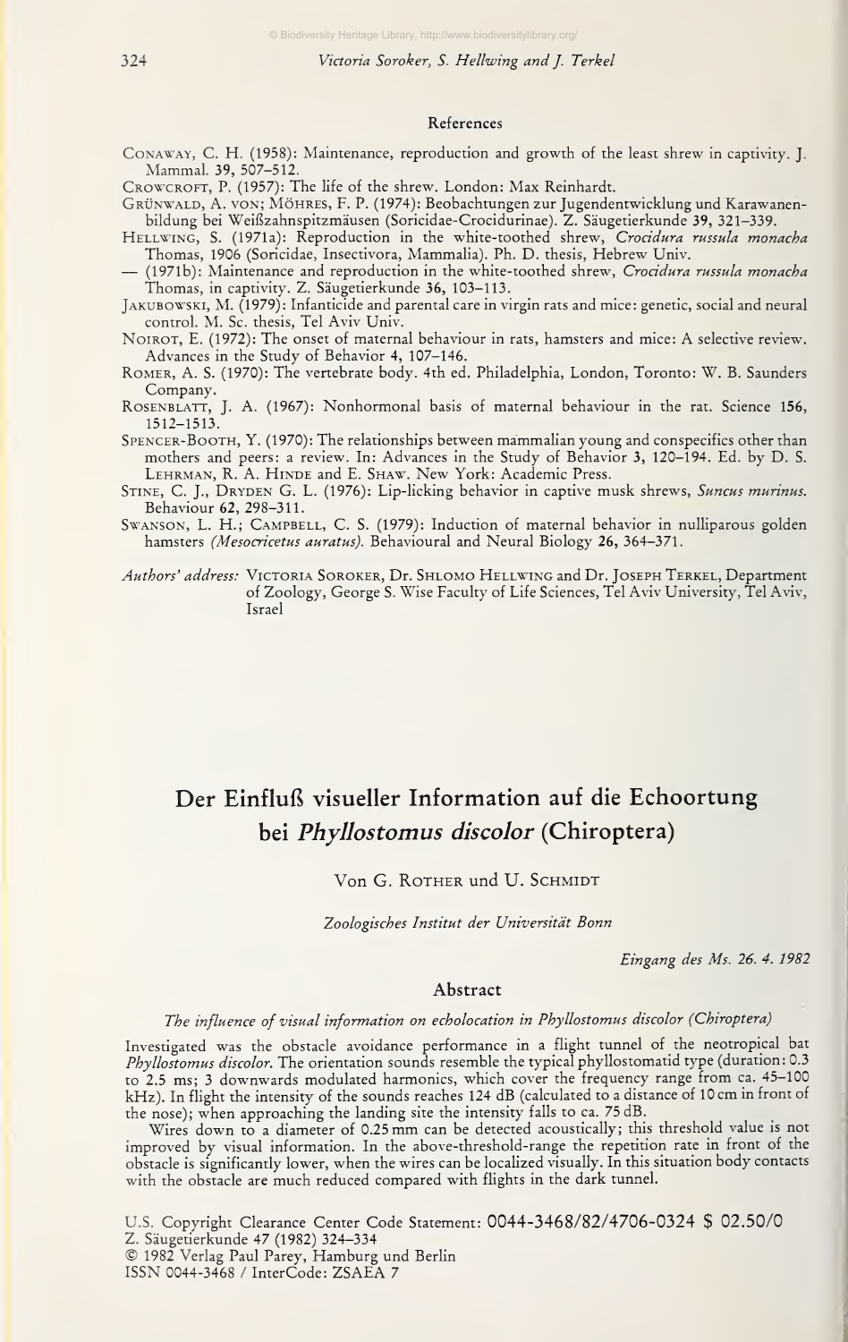## References

Conaway, C. H. (1958): Maintenance, reproduction and growth of the least shrew in captivity. J. Mammal. **39**, 507–512.

Crowcroft, P. (1957): The life of the shrew. London: Max Reinhardt.

Grünwald, A. von; Möhres, F. P. (1974): Beobachtungen zur Jugendentwicklung und Karawanenbildung bei Weißzahnspitzmäusen (Soricidae-Crocidurinae). Z. Säugetierkunde **39**, 321–339.

Hellwing, S. (1971a): Reproduction in the white-toothed shrew, *Crocidura russula monacha* Thomas, 1906 (Soricidae, Insectivora, Mammalia). Ph. D. thesis, Hebrew Univ.

— (1971b): Maintenance and reproduction in the white-toothed shrew, *Crocidura russula monacha* Thomas, in captivity. Z. Säugetierkunde **36**, 103–113.

Jakubowski, M. (1979): Infanticide and parental care in virgin rats and mice: genetic, social and neural control. M. Sc. thesis, Tel Aviv Univ.

Noirot, E. (1972): The onset of maternal behaviour in rats, hamsters and mice: A selective review. Advances in the Study of Behavior **4**, 107–146.

Romer, A. S. (1970): The vertebrate body. 4th ed. Philadelphia, London, Toronto: W. B. Saunders Company.

Rosenblatt, J. A. (1967): Nonhormonal basis of maternal behaviour in the rat. Science **156**, 1512–1513.

Spencer-Booth, Y. (1970): The relationships between mammalian young and conspecifics other than mothers and peers: a review. In: Advances in the Study of Behavior **3**, 120–194. Ed. by D. S. Lehrman, R. A. Hinde and E. Shaw. New York: Academic Press.

Stine, C. J., Dryden G. L. (1976): Lip-licking behavior in captive musk shrews, *Suncus murinus*. Behaviour **62**, 298–311.

Swanson, L. H.; Campbell, C. S. (1979): Induction of maternal behavior in nulliparous golden hamsters *(Mesocricetus auratus)*. Behavioural and Neural Biology **26**, 364–371.

*Authors' address:* Victoria Soroker, Dr. Shlomo Hellwing and Dr. Joseph Terkel, Department of Zoology, George S. Wise Faculty of Life Sciences, Tel Aviv University, Tel Aviv, Israel

# Der Einfluß visueller Information auf die Echoortung bei *Phyllostomus discolor* (Chiroptera)

Von G. Rother und U. Schmidt

*Zoologisches Institut der Universität Bonn*

*Eingang des Ms. 26. 4. 1982*

## Abstract

*The influence of visual information on echolocation in Phyllostomus discolor (Chiroptera)*

Investigated was the obstacle avoidance performance in a flight tunnel of the neotropical bat *Phyllostomus discolor*. The orientation sounds resemble the typical phyllostomatid type (duration: 0.3 to 2.5 ms; 3 downwards modulated harmonics, which cover the frequency range from ca. 45–100 kHz). In flight the intensity of the sounds reaches 124 dB (calculated to a distance of 10 cm in front of the nose); when approaching the landing site the intensity falls to ca. 75 dB.

Wires down to a diameter of 0.25 mm can be detected acoustically; this threshold value is not improved by visual information. In the above-threshold-range the repetition rate in front of the obstacle is significantly lower, when the wires can be localized visually. In this situation body contacts with the obstacle are much reduced compared with flights in the dark tunnel.

U.S. Copyright Clearance Center Code Statement: 0044-3468/82/4706-0324 $ 02.50/0
Z. Säugetierkunde 47 (1982) 324–334
© 1982 Verlag Paul Parey, Hamburg und Berlin
ISSN 0044-3468 / InterCode: ZSAEA 7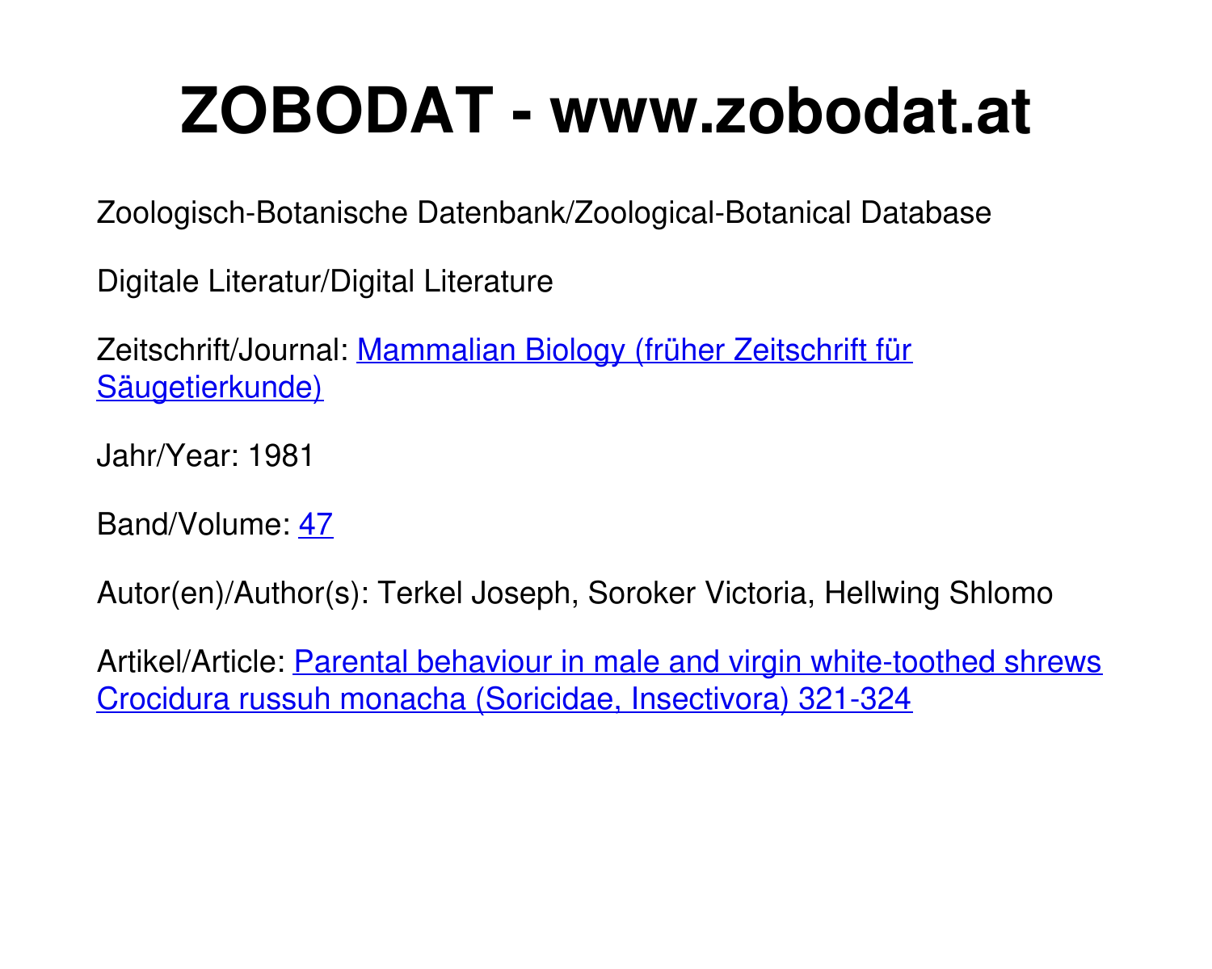# ZOBODAT - www.zobodat.at

Zoologisch-Botanische Datenbank/Zoological-Botanical Database

Digitale Literatur/Digital Literature

Zeitschrift/Journal: Mammalian Biology (früher Zeitschrift für Säugetierkunde)

Jahr/Year: 1981

Band/Volume: 47

Autor(en)/Author(s): Terkel Joseph, Soroker Victoria, Hellwing Shlomo

Artikel/Article: Parental behaviour in male and virgin white-toothed shrews Crocidura russuh monacha (Soricidae, Insectivora) 321-324